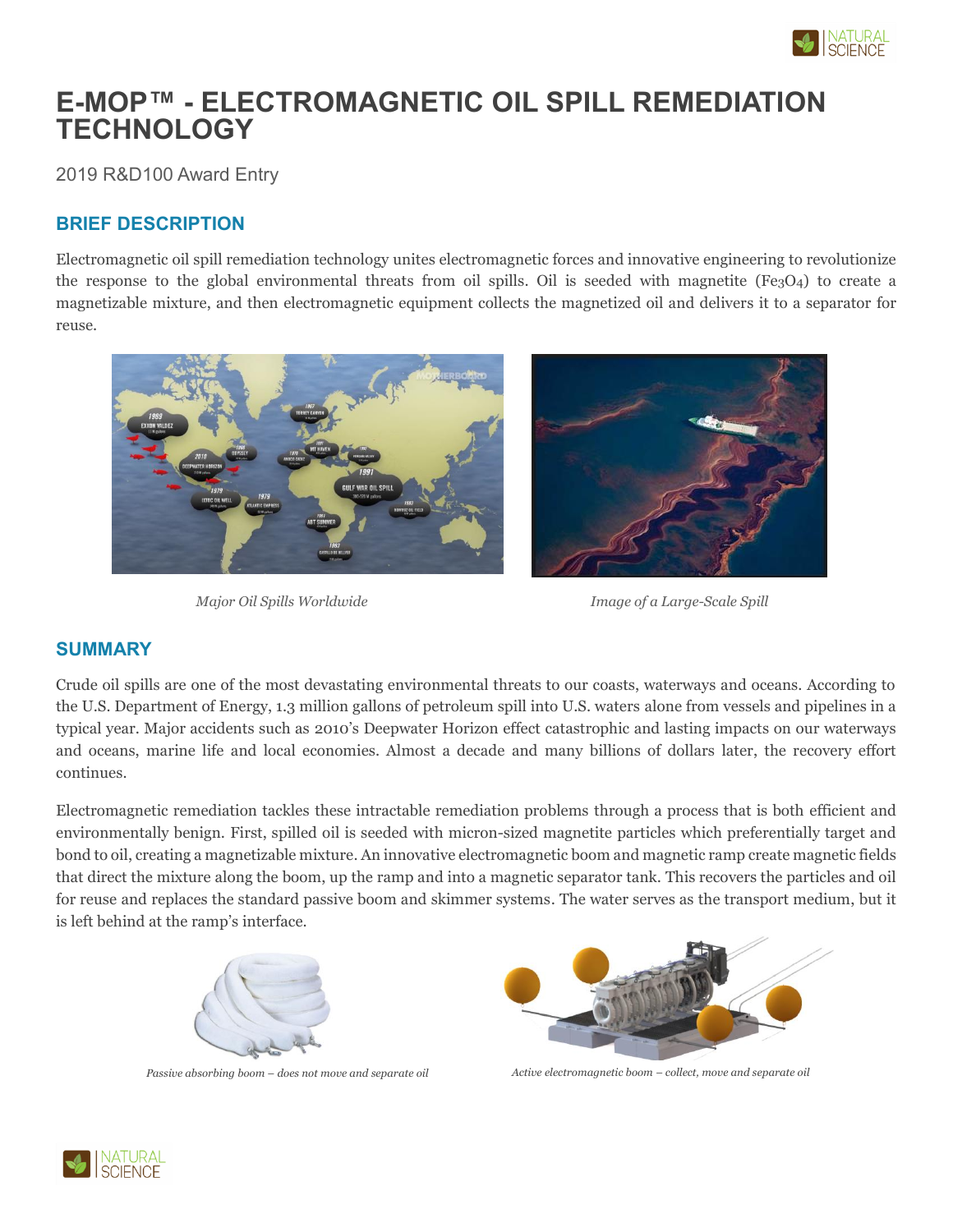# E-MOP™ - ELECTROMAGNETIC OIL SPILL REMEDIATION TECHNOLOGY

2019 R&D100 Award Entry

## BRIEF DESCRIPTION

Electromagnetic oil spill remediation technology unites electromagnetic forces and innovative engineering to revolutionize the response to the global environmental threats from oil spills. Oil is seeded with magnetite ($Fe_3O_4$) to create a magnetizable mixture, and then electromagnetic equipment collects the magnetized oil and delivers it to a separator for reuse.

*Major Oil Spills Worldwide*

*Image of a Large-Scale Spill*

## SUMMARY

Crude oil spills are one of the most devastating environmental threats to our coasts, waterways and oceans. According to the U.S. Department of Energy, 1.3 million gallons of petroleum spill into U.S. waters alone from vessels and pipelines in a typical year. Major accidents such as 2010's Deepwater Horizon effect catastrophic and lasting impacts on our waterways and oceans, marine life and local economies. Almost a decade and many billions of dollars later, the recovery effort continues.

Electromagnetic remediation tackles these intractable remediation problems through a process that is both efficient and environmentally benign. First, spilled oil is seeded with micron-sized magnetite particles which preferentially target and bond to oil, creating a magnetizable mixture. An innovative electromagnetic boom and magnetic ramp create magnetic fields that direct the mixture along the boom, up the ramp and into a magnetic separator tank. This recovers the particles and oil for reuse and replaces the standard passive boom and skimmer systems. The water serves as the transport medium, but it is left behind at the ramp's interface.

*Passive absorbing boom – does not move and separate oil*

*Active electromagnetic boom – collect, move and separate oil*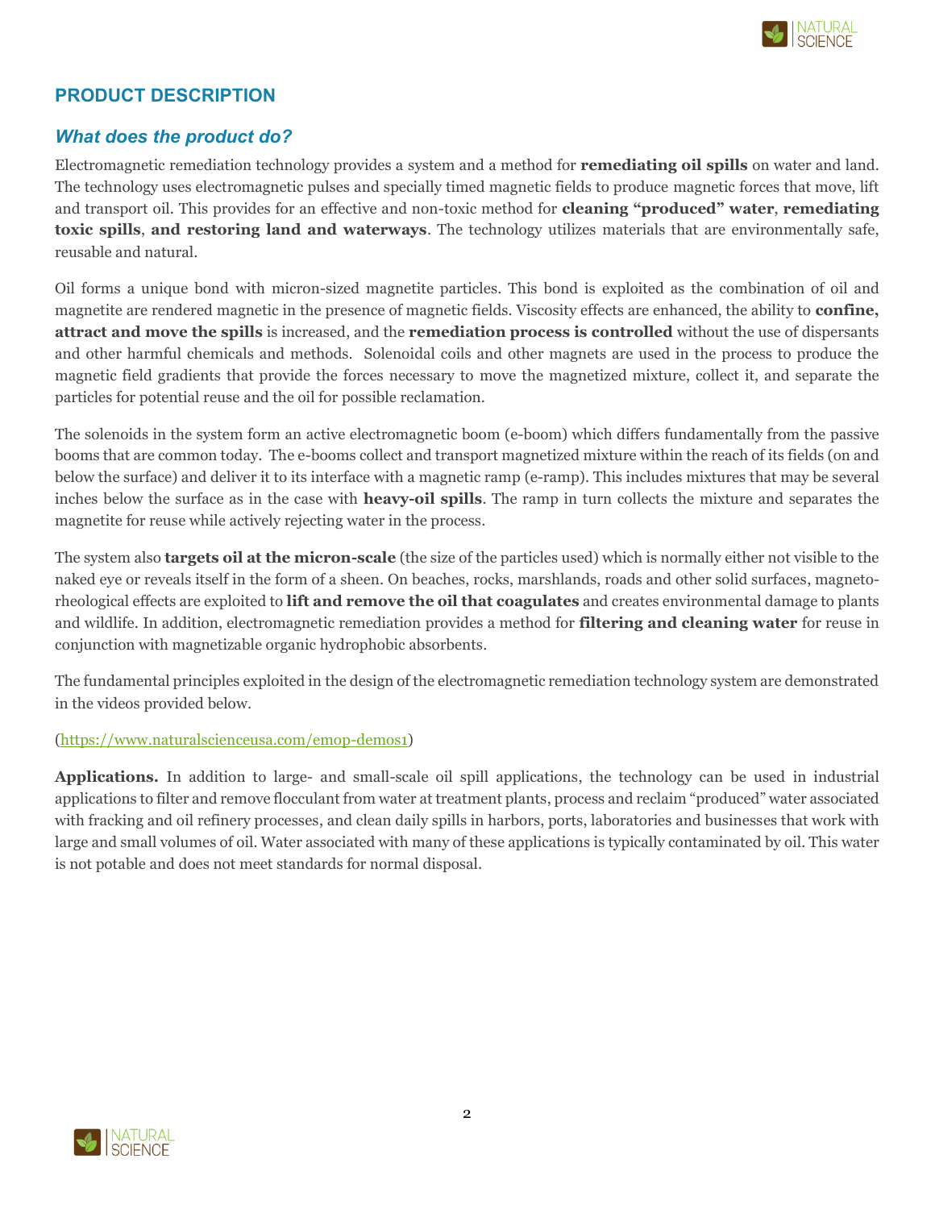## PRODUCT DESCRIPTION

### *What does the product do?*

Electromagnetic remediation technology provides a system and a method for **remediating oil spills** on water and land. The technology uses electromagnetic pulses and specially timed magnetic fields to produce magnetic forces that move, lift and transport oil. This provides for an effective and non-toxic method for **cleaning "produced" water**, **remediating toxic spills**, **and restoring land and waterways**. The technology utilizes materials that are environmentally safe, reusable and natural.

Oil forms a unique bond with micron-sized magnetite particles. This bond is exploited as the combination of oil and magnetite are rendered magnetic in the presence of magnetic fields. Viscosity effects are enhanced, the ability to **confine, attract and move the spills** is increased, and the **remediation process is controlled** without the use of dispersants and other harmful chemicals and methods. Solenoidal coils and other magnets are used in the process to produce the magnetic field gradients that provide the forces necessary to move the magnetized mixture, collect it, and separate the particles for potential reuse and the oil for possible reclamation.

The solenoids in the system form an active electromagnetic boom (e-boom) which differs fundamentally from the passive booms that are common today. The e-booms collect and transport magnetized mixture within the reach of its fields (on and below the surface) and deliver it to its interface with a magnetic ramp (e-ramp). This includes mixtures that may be several inches below the surface as in the case with **heavy-oil spills**. The ramp in turn collects the mixture and separates the magnetite for reuse while actively rejecting water in the process.

The system also **targets oil at the micron-scale** (the size of the particles used) which is normally either not visible to the naked eye or reveals itself in the form of a sheen. On beaches, rocks, marshlands, roads and other solid surfaces, magneto-rheological effects are exploited to **lift and remove the oil that coagulates** and creates environmental damage to plants and wildlife. In addition, electromagnetic remediation provides a method for **filtering and cleaning water** for reuse in conjunction with magnetizable organic hydrophobic absorbents.

The fundamental principles exploited in the design of the electromagnetic remediation technology system are demonstrated in the videos provided below.

(https://www.naturalscienceusa.com/emop-demos1)

**Applications.** In addition to large- and small-scale oil spill applications, the technology can be used in industrial applications to filter and remove flocculant from water at treatment plants, process and reclaim "produced" water associated with fracking and oil refinery processes, and clean daily spills in harbors, ports, laboratories and businesses that work with large and small volumes of oil. Water associated with many of these applications is typically contaminated by oil. This water is not potable and does not meet standards for normal disposal.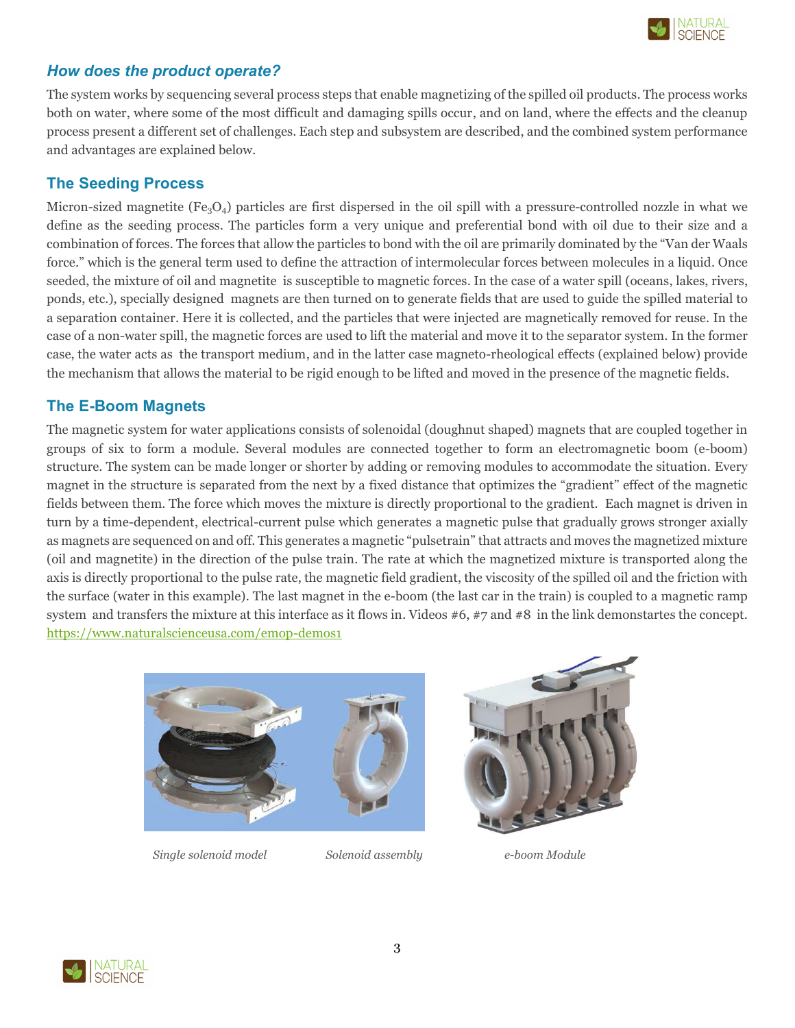### *How does the product operate?*

The system works by sequencing several process steps that enable magnetizing of the spilled oil products. The process works both on water, where some of the most difficult and damaging spills occur, and on land, where the effects and the cleanup process present a different set of challenges. Each step and subsystem are described, and the combined system performance and advantages are explained below.

### The Seeding Process

Micron-sized magnetite ($Fe_3O_4$) particles are first dispersed in the oil spill with a pressure-controlled nozzle in what we define as the seeding process. The particles form a very unique and preferential bond with oil due to their size and a combination of forces. The forces that allow the particles to bond with the oil are primarily dominated by the "Van der Waals force." which is the general term used to define the attraction of intermolecular forces between molecules in a liquid. Once seeded, the mixture of oil and magnetite is susceptible to magnetic forces. In the case of a water spill (oceans, lakes, rivers, ponds, etc.), specially designed magnets are then turned on to generate fields that are used to guide the spilled material to a separation container. Here it is collected, and the particles that were injected are magnetically removed for reuse. In the case of a non-water spill, the magnetic forces are used to lift the material and move it to the separator system. In the former case, the water acts as the transport medium, and in the latter case magneto-rheological effects (explained below) provide the mechanism that allows the material to be rigid enough to be lifted and moved in the presence of the magnetic fields.

### The E-Boom Magnets

The magnetic system for water applications consists of solenoidal (doughnut shaped) magnets that are coupled together in groups of six to form a module. Several modules are connected together to form an electromagnetic boom (e-boom) structure. The system can be made longer or shorter by adding or removing modules to accommodate the situation. Every magnet in the structure is separated from the next by a fixed distance that optimizes the "gradient" effect of the magnetic fields between them. The force which moves the mixture is directly proportional to the gradient. Each magnet is driven in turn by a time-dependent, electrical-current pulse which generates a magnetic pulse that gradually grows stronger axially as magnets are sequenced on and off. This generates a magnetic "pulsetrain" that attracts and moves the magnetized mixture (oil and magnetite) in the direction of the pulse train. The rate at which the magnetized mixture is transported along the axis is directly proportional to the pulse rate, the magnetic field gradient, the viscosity of the spilled oil and the friction with the surface (water in this example). The last magnet in the e-boom (the last car in the train) is coupled to a magnetic ramp system and transfers the mixture at this interface as it flows in. Videos #6, #7 and #8 in the link demonstartes the concept. https://www.naturalscienceusa.com/emop-demos1

*Single solenoid model* *Solenoid assembly* *e-boom Module*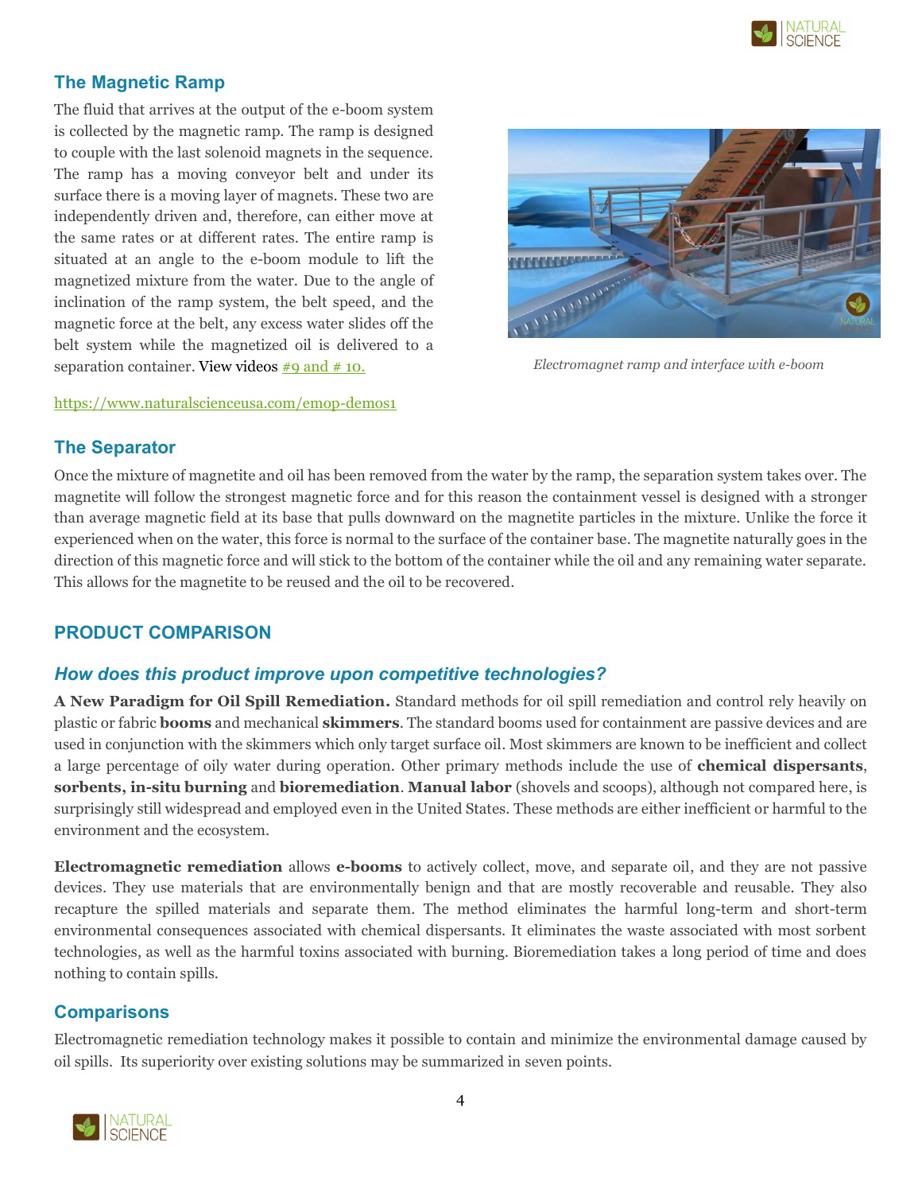## The Magnetic Ramp

The fluid that arrives at the output of the e-boom system is collected by the magnetic ramp. The ramp is designed to couple with the last solenoid magnets in the sequence. The ramp has a moving conveyor belt and under its surface there is a moving layer of magnets. These two are independently driven and, therefore, can either move at the same rates or at different rates. The entire ramp is situated at an angle to the e-boom module to lift the magnetized mixture from the water. Due to the angle of inclination of the ramp system, the belt speed, and the magnetic force at the belt, any excess water slides off the belt system while the magnetized oil is delivered to a separation container. View videos #9 and # 10.

*Electromagnet ramp and interface with e-boom*

https://www.naturalscienceusa.com/emop-demos1

## The Separator

Once the mixture of magnetite and oil has been removed from the water by the ramp, the separation system takes over. The magnetite will follow the strongest magnetic force and for this reason the containment vessel is designed with a stronger than average magnetic field at its base that pulls downward on the magnetite particles in the mixture. Unlike the force it experienced when on the water, this force is normal to the surface of the container base. The magnetite naturally goes in the direction of this magnetic force and will stick to the bottom of the container while the oil and any remaining water separate. This allows for the magnetite to be reused and the oil to be recovered.

## PRODUCT COMPARISON

### *How does this product improve upon competitive technologies?*

**A New Paradigm for Oil Spill Remediation.** Standard methods for oil spill remediation and control rely heavily on plastic or fabric **booms** and mechanical **skimmers**. The standard booms used for containment are passive devices and are used in conjunction with the skimmers which only target surface oil. Most skimmers are known to be inefficient and collect a large percentage of oily water during operation. Other primary methods include the use of **chemical dispersants**, **sorbents, in-situ burning** and **bioremediation**. **Manual labor** (shovels and scoops), although not compared here, is surprisingly still widespread and employed even in the United States. These methods are either inefficient or harmful to the environment and the ecosystem.

**Electromagnetic remediation** allows **e-booms** to actively collect, move, and separate oil, and they are not passive devices. They use materials that are environmentally benign and that are mostly recoverable and reusable. They also recapture the spilled materials and separate them. The method eliminates the harmful long-term and short-term environmental consequences associated with chemical dispersants. It eliminates the waste associated with most sorbent technologies, as well as the harmful toxins associated with burning. Bioremediation takes a long period of time and does nothing to contain spills.

## Comparisons

Electromagnetic remediation technology makes it possible to contain and minimize the environmental damage caused by oil spills. Its superiority over existing solutions may be summarized in seven points.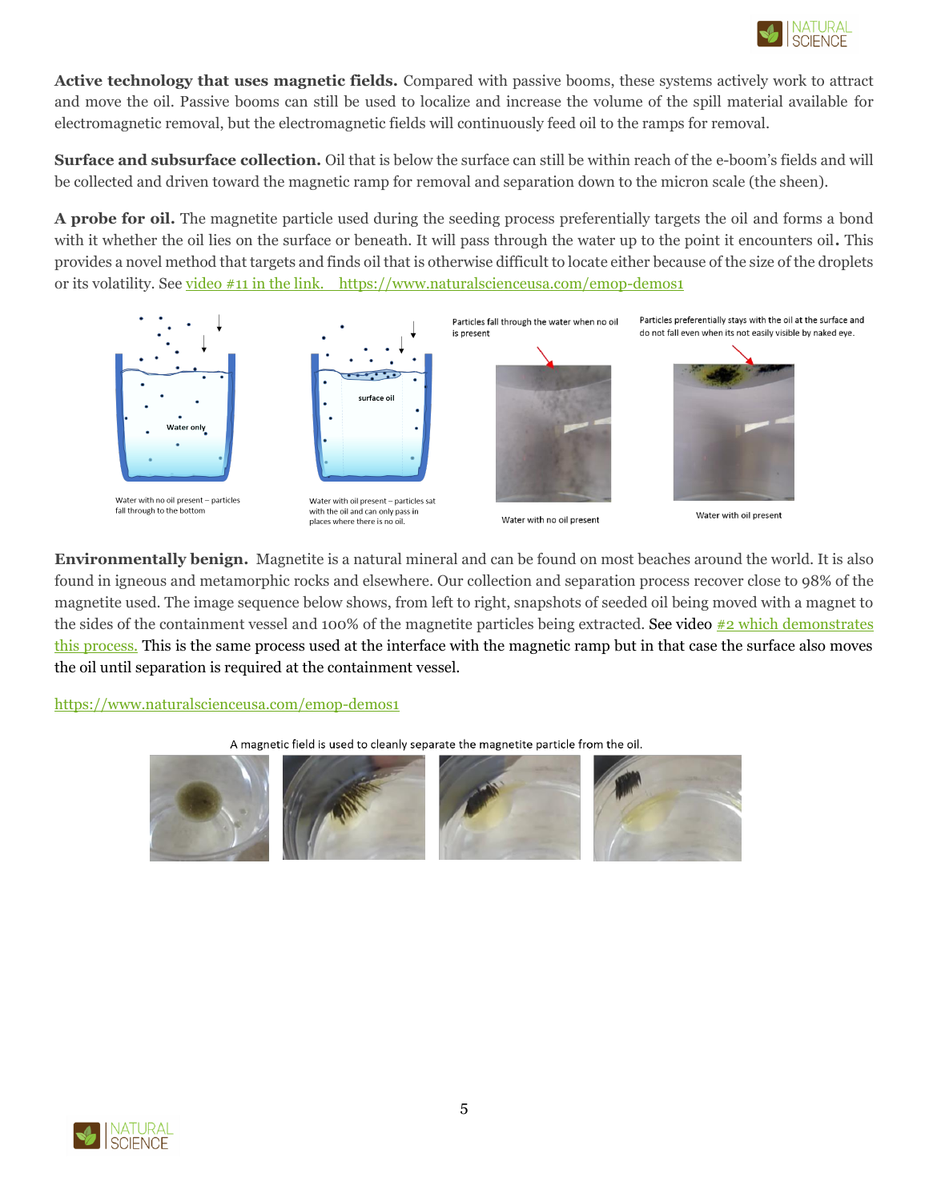**Active technology that uses magnetic fields.** Compared with passive booms, these systems actively work to attract and move the oil. Passive booms can still be used to localize and increase the volume of the spill material available for electromagnetic removal, but the electromagnetic fields will continuously feed oil to the ramps for removal.

**Surface and subsurface collection.** Oil that is below the surface can still be within reach of the e-boom's fields and will be collected and driven toward the magnetic ramp for removal and separation down to the micron scale (the sheen).

**A probe for oil.** The magnetite particle used during the seeding process preferentially targets the oil and forms a bond with it whether the oil lies on the surface or beneath. It will pass through the water up to the point it encounters oil**.** This provides a novel method that targets and finds oil that is otherwise difficult to locate either because of the size of the droplets or its volatility. See [video #11 in the link. https://www.naturalscienceusa.com/emop-demos1](https://www.naturalscienceusa.com/emop-demos1)

Water only

Water with no oil present – particles fall through to the bottom

surface oil

Water with oil present – particles sat with the oil and can only pass in places where there is no oil.

Particles fall through the water when no oil is present

Water with no oil present

Particles preferentially stays with the oil at the surface and do not fall even when its not easily visible by naked eye.

Water with oil present

**Environmentally benign.** Magnetite is a natural mineral and can be found on most beaches around the world. It is also found in igneous and metamorphic rocks and elsewhere. Our collection and separation process recover close to 98% of the magnetite used. The image sequence below shows, from left to right, snapshots of seeded oil being moved with a magnet to the sides of the containment vessel and 100% of the magnetite particles being extracted. See video [#2 which demonstrates this process.](https://www.naturalscienceusa.com/emop-demos1) This is the same process used at the interface with the magnetic ramp but in that case the surface also moves the oil until separation is required at the containment vessel.

https://www.naturalscienceusa.com/emop-demos1

A magnetic field is used to cleanly separate the magnetite particle from the oil.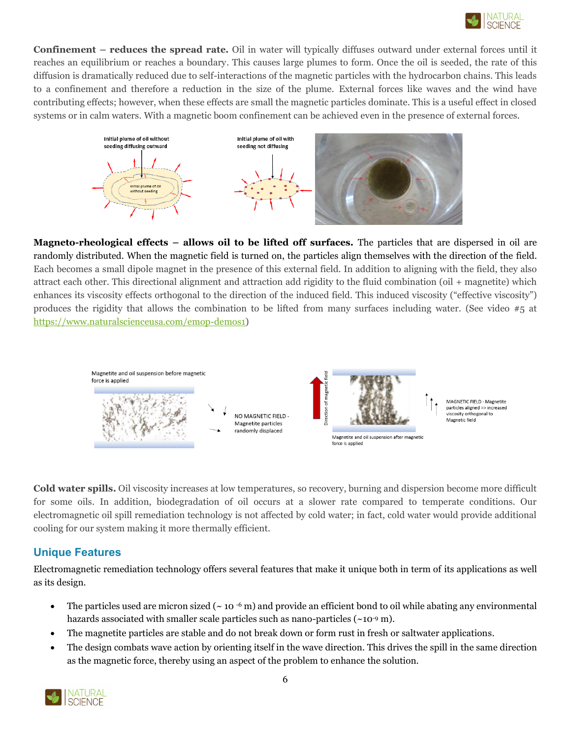**Confinement – reduces the spread rate.** Oil in water will typically diffuses outward under external forces until it reaches an equilibrium or reaches a boundary. This causes large plumes to form. Once the oil is seeded, the rate of this diffusion is dramatically reduced due to self-interactions of the magnetic particles with the hydrocarbon chains. This leads to a confinement and therefore a reduction in the size of the plume. External forces like waves and the wind have contributing effects; however, when these effects are small the magnetic particles dominate. This is a useful effect in closed systems or in calm waters. With a magnetic boom confinement can be achieved even in the presence of external forces.

**Magneto-rheological effects – allows oil to be lifted off surfaces.** The particles that are dispersed in oil are randomly distributed. When the magnetic field is turned on, the particles align themselves with the direction of the field. Each becomes a small dipole magnet in the presence of this external field. In addition to aligning with the field, they also attract each other. This directional alignment and attraction add rigidity to the fluid combination (oil + magnetite) which enhances its viscosity effects orthogonal to the direction of the induced field. This induced viscosity ("effective viscosity") produces the rigidity that allows the combination to be lifted from many surfaces including water. (See video #5 at https://www.naturalscienceusa.com/emop-demos1)

**Cold water spills.** Oil viscosity increases at low temperatures, so recovery, burning and dispersion become more difficult for some oils. In addition, biodegradation of oil occurs at a slower rate compared to temperate conditions. Our electromagnetic oil spill remediation technology is not affected by cold water; in fact, cold water would provide additional cooling for our system making it more thermally efficient.

## Unique Features

Electromagnetic remediation technology offers several features that make it unique both in term of its applications as well as its design.

- The particles used are micron sized (~ $10^{-6}$ m) and provide an efficient bond to oil while abating any environmental hazards associated with smaller scale particles such as nano-particles (~$10^{-9}$ m).
- The magnetite particles are stable and do not break down or form rust in fresh or saltwater applications.
- The design combats wave action by orienting itself in the wave direction. This drives the spill in the same direction as the magnetic force, thereby using an aspect of the problem to enhance the solution.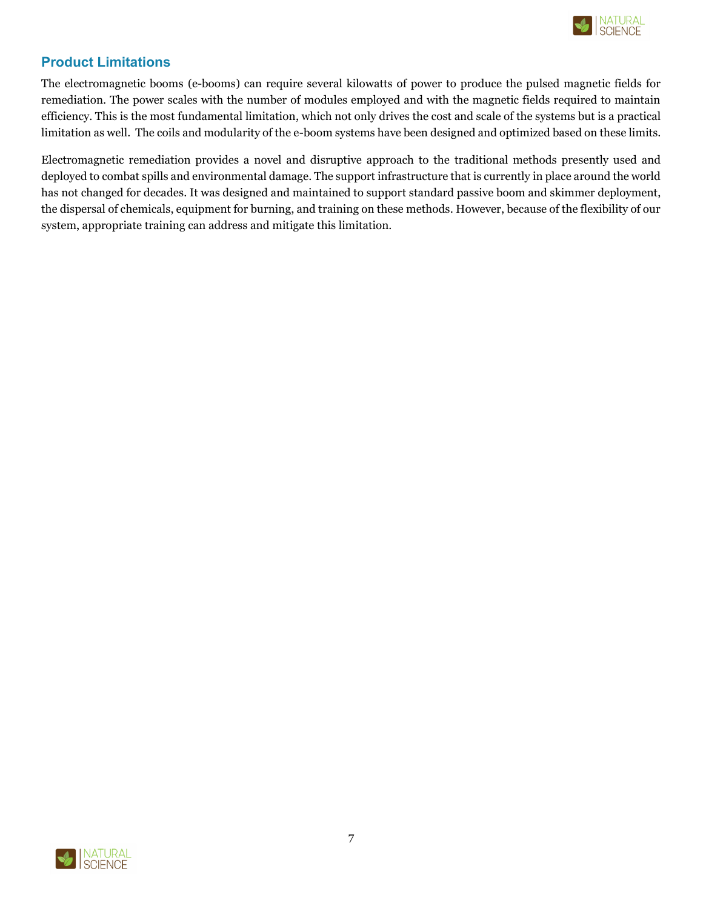## Product Limitations

The electromagnetic booms (e-booms) can require several kilowatts of power to produce the pulsed magnetic fields for remediation. The power scales with the number of modules employed and with the magnetic fields required to maintain efficiency. This is the most fundamental limitation, which not only drives the cost and scale of the systems but is a practical limitation as well. The coils and modularity of the e-boom systems have been designed and optimized based on these limits.

Electromagnetic remediation provides a novel and disruptive approach to the traditional methods presently used and deployed to combat spills and environmental damage. The support infrastructure that is currently in place around the world has not changed for decades. It was designed and maintained to support standard passive boom and skimmer deployment, the dispersal of chemicals, equipment for burning, and training on these methods. However, because of the flexibility of our system, appropriate training can address and mitigate this limitation.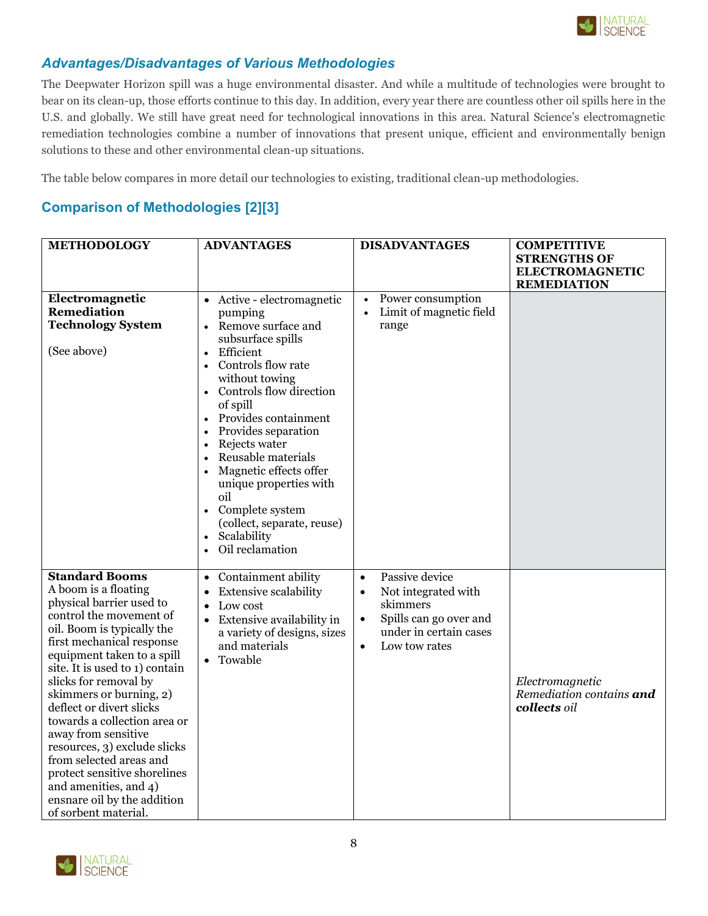## *Advantages/Disadvantages of Various Methodologies*

The Deepwater Horizon spill was a huge environmental disaster. And while a multitude of technologies were brought to bear on its clean-up, those efforts continue to this day. In addition, every year there are countless other oil spills here in the U.S. and globally. We still have great need for technological innovations in this area. Natural Science's electromagnetic remediation technologies combine a number of innovations that present unique, efficient and environmentally benign solutions to these and other environmental clean-up situations.

The table below compares in more detail our technologies to existing, traditional clean-up methodologies.

### Comparison of Methodologies [2][3]

| METHODOLOGY | ADVANTAGES | DISADVANTAGES | COMPETITIVE STRENGTHS OF ELECTROMAGNETIC REMEDIATION |
|---|---|---|---|
| **Electromagnetic Remediation Technology System**<br><br>(See above) | • Active - electromagnetic pumping<br>• Remove surface and subsurface spills<br>• Efficient<br>• Controls flow rate without towing<br>• Controls flow direction of spill<br>• Provides containment<br>• Provides separation<br>• Rejects water<br>• Reusable materials<br>• Magnetic effects offer unique properties with oil<br>• Complete system (collect, separate, reuse)<br>• Scalability<br>• Oil reclamation | • Power consumption<br>• Limit of magnetic field range | |
| **Standard Booms**<br>A boom is a floating physical barrier used to control the movement of oil. Boom is typically the first mechanical response equipment taken to a spill site. It is used to 1) contain slicks for removal by skimmers or burning, 2) deflect or divert slicks towards a collection area or away from sensitive resources, 3) exclude slicks from selected areas and protect sensitive shorelines and amenities, and 4) ensnare oil by the addition of sorbent material. | • Containment ability<br>• Extensive scalability<br>• Low cost<br>• Extensive availability in a variety of designs, sizes and materials<br>• Towable | • Passive device<br>• Not integrated with skimmers<br>• Spills can go over and under in certain cases<br>• Low tow rates | *Electromagnetic Remediation contains **and collects** oil* |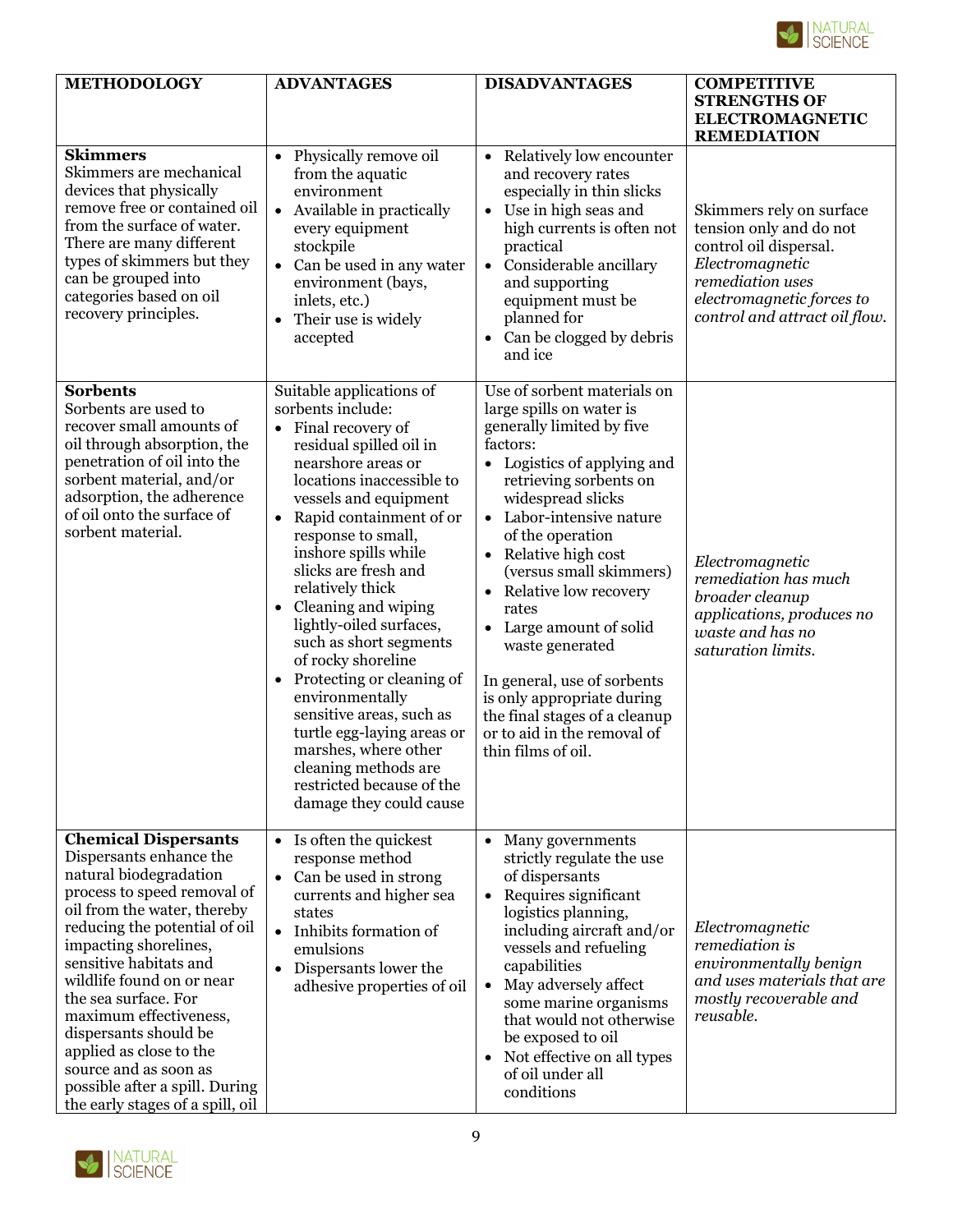| METHODOLOGY | ADVANTAGES | DISADVANTAGES | COMPETITIVE STRENGTHS OF ELECTROMAGNETIC REMEDIATION |
|---|---|---|---|
| **Skimmers**<br>Skimmers are mechanical devices that physically remove free or contained oil from the surface of water. There are many different types of skimmers but they can be grouped into categories based on oil recovery principles. | • Physically remove oil from the aquatic environment<br>• Available in practically every equipment stockpile<br>• Can be used in any water environment (bays, inlets, etc.)<br>• Their use is widely accepted | • Relatively low encounter and recovery rates especially in thin slicks<br>• Use in high seas and high currents is often not practical<br>• Considerable ancillary and supporting equipment must be planned for<br>• Can be clogged by debris and ice | Skimmers rely on surface tension only and do not control oil dispersal. *Electromagnetic remediation uses electromagnetic forces to control and attract oil flow.* |
| **Sorbents**<br>Sorbents are used to recover small amounts of oil through absorption, the penetration of oil into the sorbent material, and/or adsorption, the adherence of oil onto the surface of sorbent material. | Suitable applications of sorbents include:<br>• Final recovery of residual spilled oil in nearshore areas or locations inaccessible to vessels and equipment<br>• Rapid containment of or response to small, inshore spills while slicks are fresh and relatively thick<br>• Cleaning and wiping lightly-oiled surfaces, such as short segments of rocky shoreline<br>• Protecting or cleaning of environmentally sensitive areas, such as turtle egg-laying areas or marshes, where other cleaning methods are restricted because of the damage they could cause | Use of sorbent materials on large spills on water is generally limited by five factors:<br>• Logistics of applying and retrieving sorbents on widespread slicks<br>• Labor-intensive nature of the operation<br>• Relative high cost (versus small skimmers)<br>• Relative low recovery rates<br>• Large amount of solid waste generated<br><br>In general, use of sorbents is only appropriate during the final stages of a cleanup or to aid in the removal of thin films of oil. | *Electromagnetic remediation has much broader cleanup applications, produces no waste and has no saturation limits.* |
| **Chemical Dispersants**<br>Dispersants enhance the natural biodegradation process to speed removal of oil from the water, thereby reducing the potential of oil impacting shorelines, sensitive habitats and wildlife found on or near the sea surface. For maximum effectiveness, dispersants should be applied as close to the source and as soon as possible after a spill. During the early stages of a spill, oil | • Is often the quickest response method<br>• Can be used in strong currents and higher sea states<br>• Inhibits formation of emulsions<br>• Dispersants lower the adhesive properties of oil | • Many governments strictly regulate the use of dispersants<br>• Requires significant logistics planning, including aircraft and/or vessels and refueling capabilities<br>• May adversely affect some marine organisms that would not otherwise be exposed to oil<br>• Not effective on all types of oil under all conditions | *Electromagnetic remediation is environmentally benign and uses materials that are mostly recoverable and reusable.* |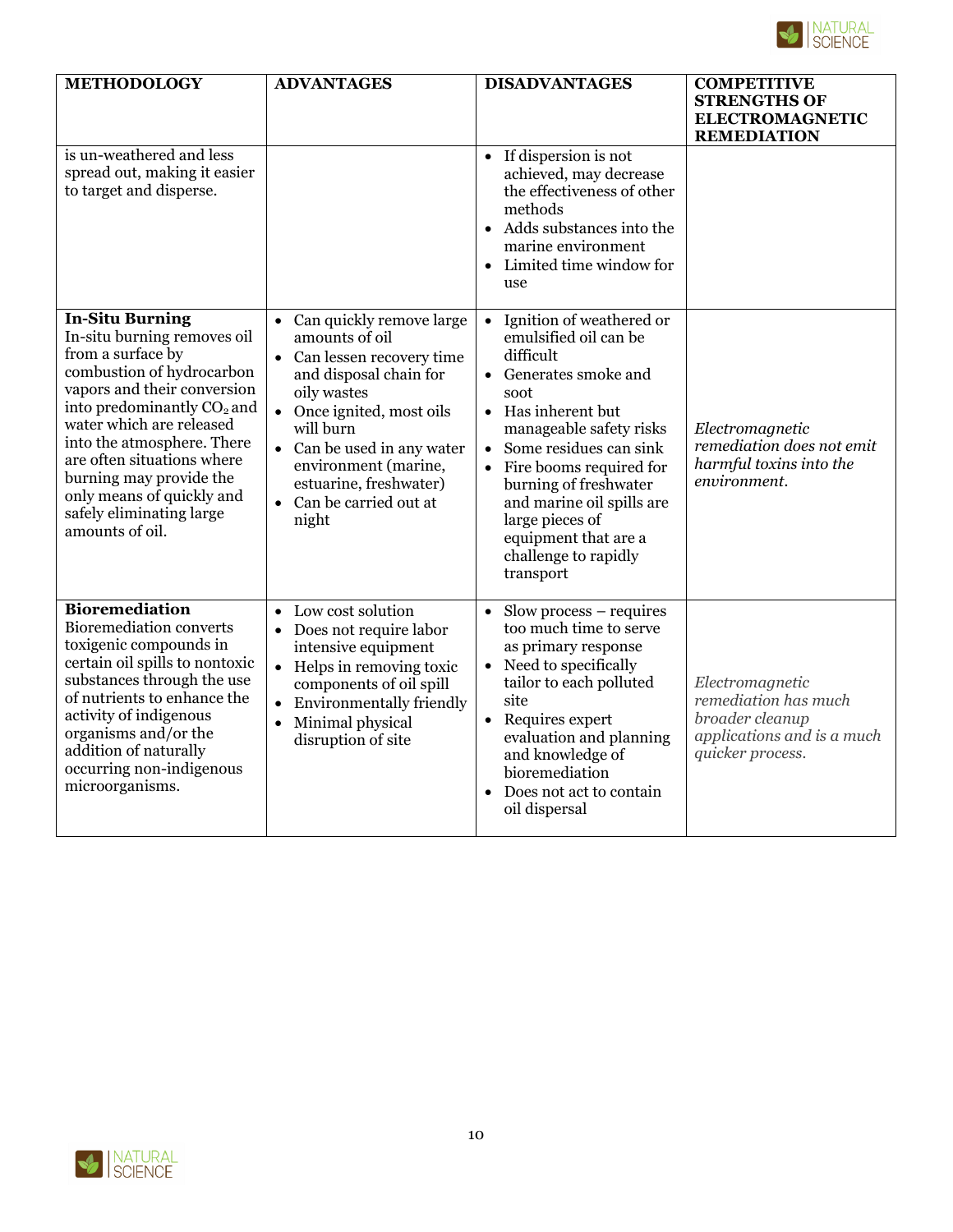| METHODOLOGY | ADVANTAGES | DISADVANTAGES | COMPETITIVE STRENGTHS OF ELECTROMAGNETIC REMEDIATION |
|---|---|---|---|
| is un-weathered and less spread out, making it easier to target and disperse. | | • If dispersion is not achieved, may decrease the effectiveness of other methods<br>• Adds substances into the marine environment<br>• Limited time window for use | |
| **In-Situ Burning**<br>In-situ burning removes oil from a surface by combustion of hydrocarbon vapors and their conversion into predominantly $CO_2$ and water which are released into the atmosphere. There are often situations where burning may provide the only means of quickly and safely eliminating large amounts of oil. | • Can quickly remove large amounts of oil<br>• Can lessen recovery time and disposal chain for oily wastes<br>• Once ignited, most oils will burn<br>• Can be used in any water environment (marine, estuarine, freshwater)<br>• Can be carried out at night | • Ignition of weathered or emulsified oil can be difficult<br>• Generates smoke and soot<br>• Has inherent but manageable safety risks<br>• Some residues can sink<br>• Fire booms required for burning of freshwater and marine oil spills are large pieces of equipment that are a challenge to rapidly transport | *Electromagnetic remediation does not emit harmful toxins into the environment.* |
| **Bioremediation**<br>Bioremediation converts toxigenic compounds in certain oil spills to nontoxic substances through the use of nutrients to enhance the activity of indigenous organisms and/or the addition of naturally occurring non-indigenous microorganisms. | • Low cost solution<br>• Does not require labor intensive equipment<br>• Helps in removing toxic components of oil spill<br>• Environmentally friendly<br>• Minimal physical disruption of site | • Slow process – requires too much time to serve as primary response<br>• Need to specifically tailor to each polluted site<br>• Requires expert evaluation and planning and knowledge of bioremediation<br>• Does not act to contain oil dispersal | *Electromagnetic remediation has much broader cleanup applications and is a much quicker process.* |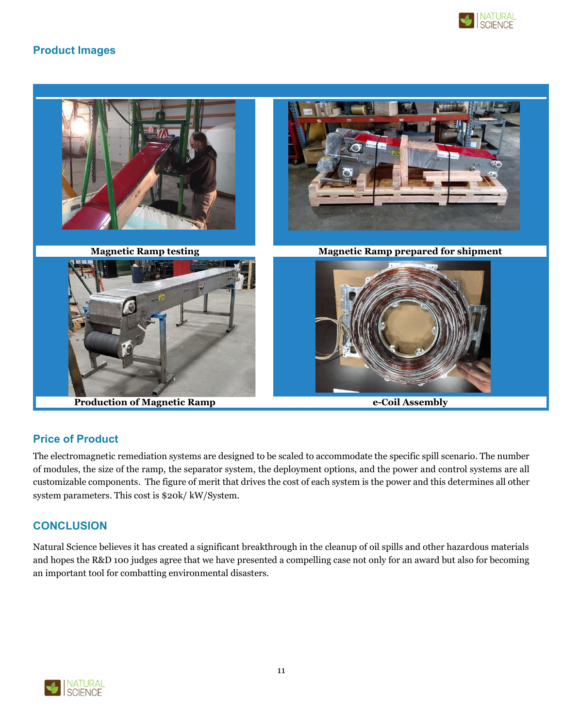## Product Images

Magnetic Ramp testing

Magnetic Ramp prepared for shipment

Production of Magnetic Ramp

e-Coil Assembly

## Price of Product

The electromagnetic remediation systems are designed to be scaled to accommodate the specific spill scenario. The number of modules, the size of the ramp, the separator system, the deployment options, and the power and control systems are all customizable components. The figure of merit that drives the cost of each system is the power and this determines all other system parameters. This cost is $20k/ kW/System.

## CONCLUSION

Natural Science believes it has created a significant breakthrough in the cleanup of oil spills and other hazardous materials and hopes the R&D 100 judges agree that we have presented a compelling case not only for an award but also for becoming an important tool for combatting environmental disasters.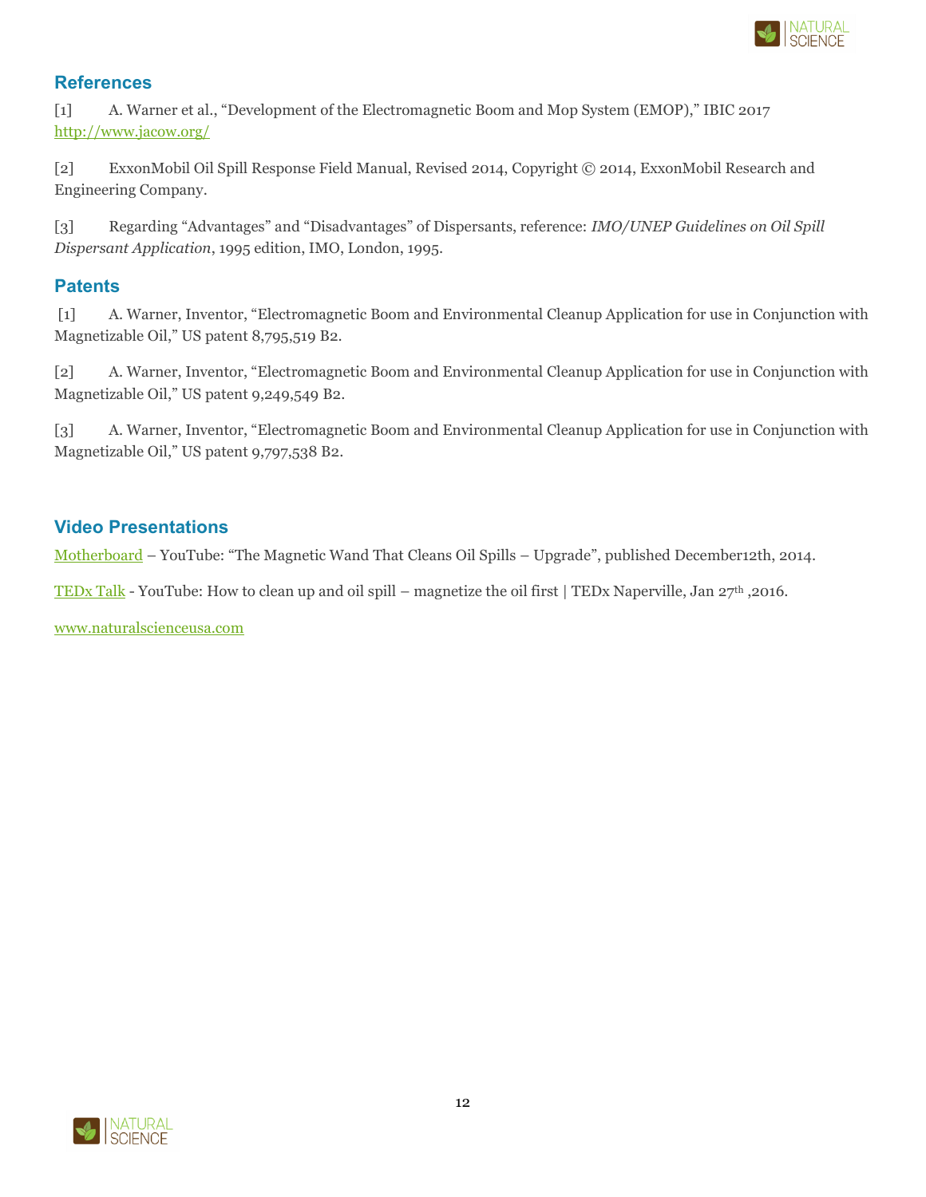## References

[1] A. Warner et al., "Development of the Electromagnetic Boom and Mop System (EMOP)," IBIC 2017 http://www.jacow.org/

[2] ExxonMobil Oil Spill Response Field Manual, Revised 2014, Copyright © 2014, ExxonMobil Research and Engineering Company.

[3] Regarding "Advantages" and "Disadvantages" of Dispersants, reference: *IMO/UNEP Guidelines on Oil Spill Dispersant Application*, 1995 edition, IMO, London, 1995.

## Patents

[1] A. Warner, Inventor, "Electromagnetic Boom and Environmental Cleanup Application for use in Conjunction with Magnetizable Oil," US patent 8,795,519 B2.

[2] A. Warner, Inventor, "Electromagnetic Boom and Environmental Cleanup Application for use in Conjunction with Magnetizable Oil," US patent 9,249,549 B2.

[3] A. Warner, Inventor, "Electromagnetic Boom and Environmental Cleanup Application for use in Conjunction with Magnetizable Oil," US patent 9,797,538 B2.

## Video Presentations

Motherboard – YouTube: "The Magnetic Wand That Cleans Oil Spills – Upgrade", published December12th, 2014.

TEDx Talk - YouTube: How to clean up and oil spill – magnetize the oil first | TEDx Naperville, Jan 27th ,2016.

www.naturalscienceusa.com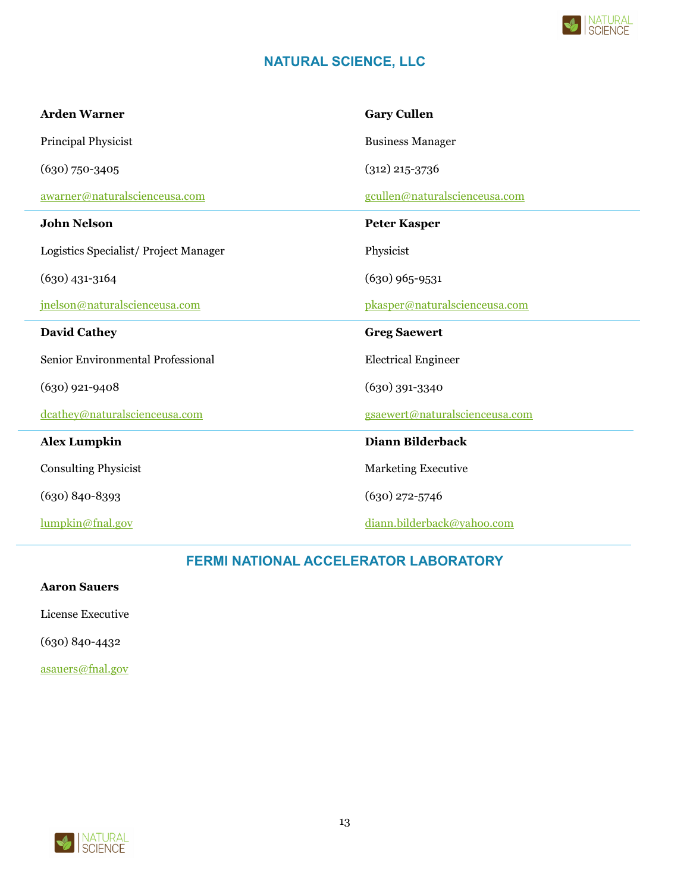## NATURAL SCIENCE, LLC

**Arden Warner**

Principal Physicist

(630) 750-3405

awarner@naturalscienceusa.com

**Gary Cullen**

Business Manager

(312) 215-3736

gcullen@naturalscienceusa.com

**John Nelson**

Logistics Specialist/ Project Manager

(630) 431-3164

jnelson@naturalscienceusa.com

**Peter Kasper**

Physicist

(630) 965-9531

pkasper@naturalscienceusa.com

**David Cathey**

Senior Environmental Professional

(630) 921-9408

dcathey@naturalscienceusa.com

**Greg Saewert**

Electrical Engineer

(630) 391-3340

gsaewert@naturalscienceusa.com

**Alex Lumpkin**

Consulting Physicist

(630) 840-8393

lumpkin@fnal.gov

**Diann Bilderback**

Marketing Executive

(630) 272-5746

diann.bilderback@yahoo.com

## FERMI NATIONAL ACCELERATOR LABORATORY

**Aaron Sauers**

License Executive

(630) 840-4432

asauers@fnal.gov